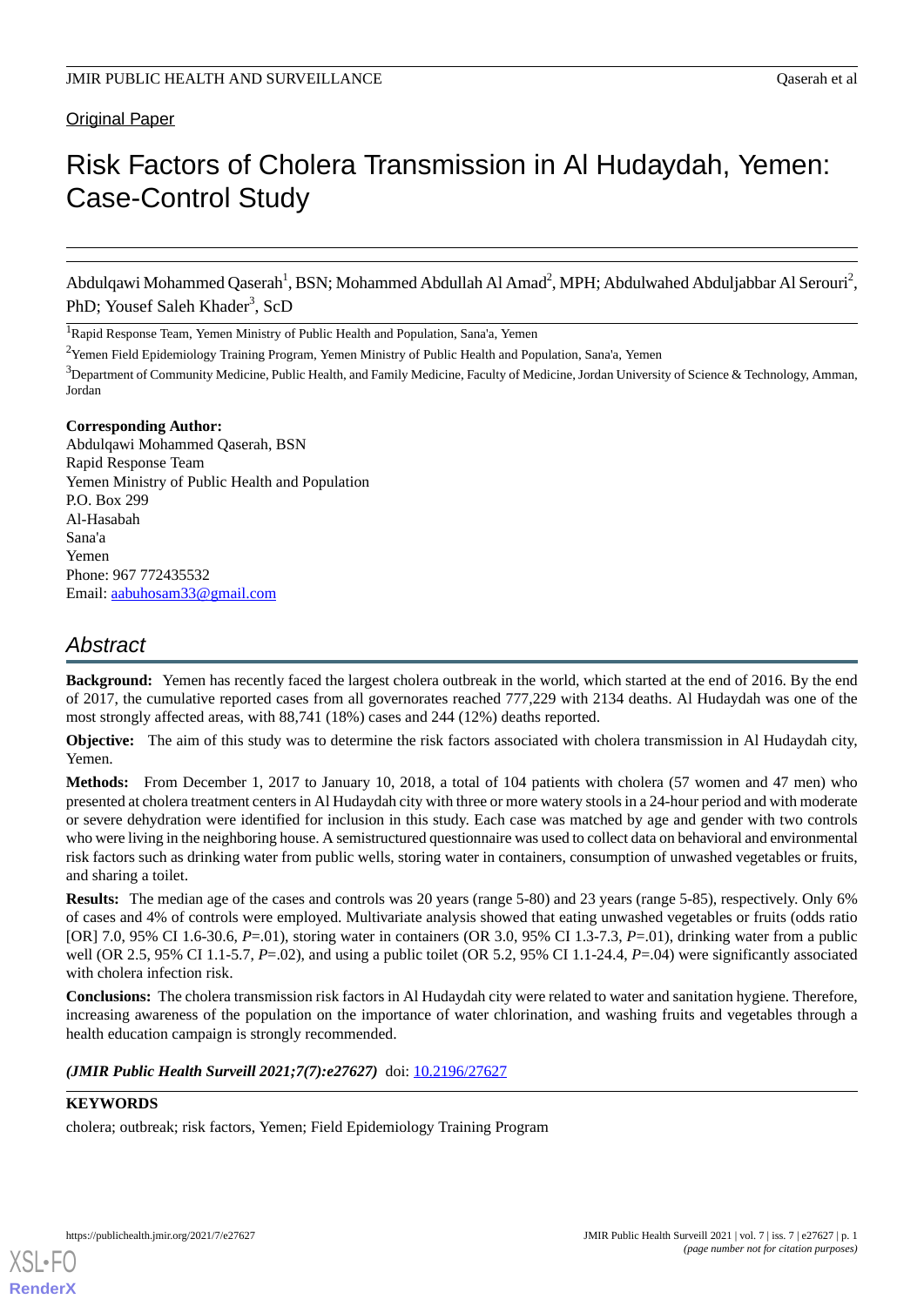Original Paper

# Risk Factors of Cholera Transmission in Al Hudaydah, Yemen: Case-Control Study

Abdulqawi Mohammed Qaserah[1], BSN; Mohammed Abdullah Al Amad[2], MPH; Abdulwahed Abduljabbar Al Serouri[2], PhD; Yousef Saleh Khader[3], ScD

[1]Rapid Response Team, Yemen Ministry of Public Health and Population, Sana'a, Yemen

[2]Yemen Field Epidemiology Training Program, Yemen Ministry of Public Health and Population, Sana'a, Yemen

[3]Department of Community Medicine, Public Health, and Family Medicine, Faculty of Medicine, Jordan University of Science & Technology, Amman, Jordan

**Corresponding Author:**
Abdulqawi Mohammed Qaserah, BSN
Rapid Response Team
Yemen Ministry of Public Health and Population
P.O. Box 299
Al-Hasabah
Sana'a
Yemen
Phone: 967 772435532
Email: aabuhosam33@gmail.com

## Abstract

**Background:** Yemen has recently faced the largest cholera outbreak in the world, which started at the end of 2016. By the end of 2017, the cumulative reported cases from all governorates reached 777,229 with 2134 deaths. Al Hudaydah was one of the most strongly affected areas, with 88,741 (18%) cases and 244 (12%) deaths reported.

**Objective:** The aim of this study was to determine the risk factors associated with cholera transmission in Al Hudaydah city, Yemen.

**Methods:** From December 1, 2017 to January 10, 2018, a total of 104 patients with cholera (57 women and 47 men) who presented at cholera treatment centers in Al Hudaydah city with three or more watery stools in a 24-hour period and with moderate or severe dehydration were identified for inclusion in this study. Each case was matched by age and gender with two controls who were living in the neighboring house. A semistructured questionnaire was used to collect data on behavioral and environmental risk factors such as drinking water from public wells, storing water in containers, consumption of unwashed vegetables or fruits, and sharing a toilet.

**Results:** The median age of the cases and controls was 20 years (range 5-80) and 23 years (range 5-85), respectively. Only 6% of cases and 4% of controls were employed. Multivariate analysis showed that eating unwashed vegetables or fruits (odds ratio [OR] 7.0, 95% CI 1.6-30.6, *P*=.01), storing water in containers (OR 3.0, 95% CI 1.3-7.3, *P*=.01), drinking water from a public well (OR 2.5, 95% CI 1.1-5.7, *P*=.02), and using a public toilet (OR 5.2, 95% CI 1.1-24.4, *P*=.04) were significantly associated with cholera infection risk.

**Conclusions:** The cholera transmission risk factors in Al Hudaydah city were related to water and sanitation hygiene. Therefore, increasing awareness of the population on the importance of water chlorination, and washing fruits and vegetables through a health education campaign is strongly recommended.

***(JMIR Public Health Surveill 2021;7(7):e27627)*** doi: 10.2196/27627

**KEYWORDS**

cholera; outbreak; risk factors, Yemen; Field Epidemiology Training Program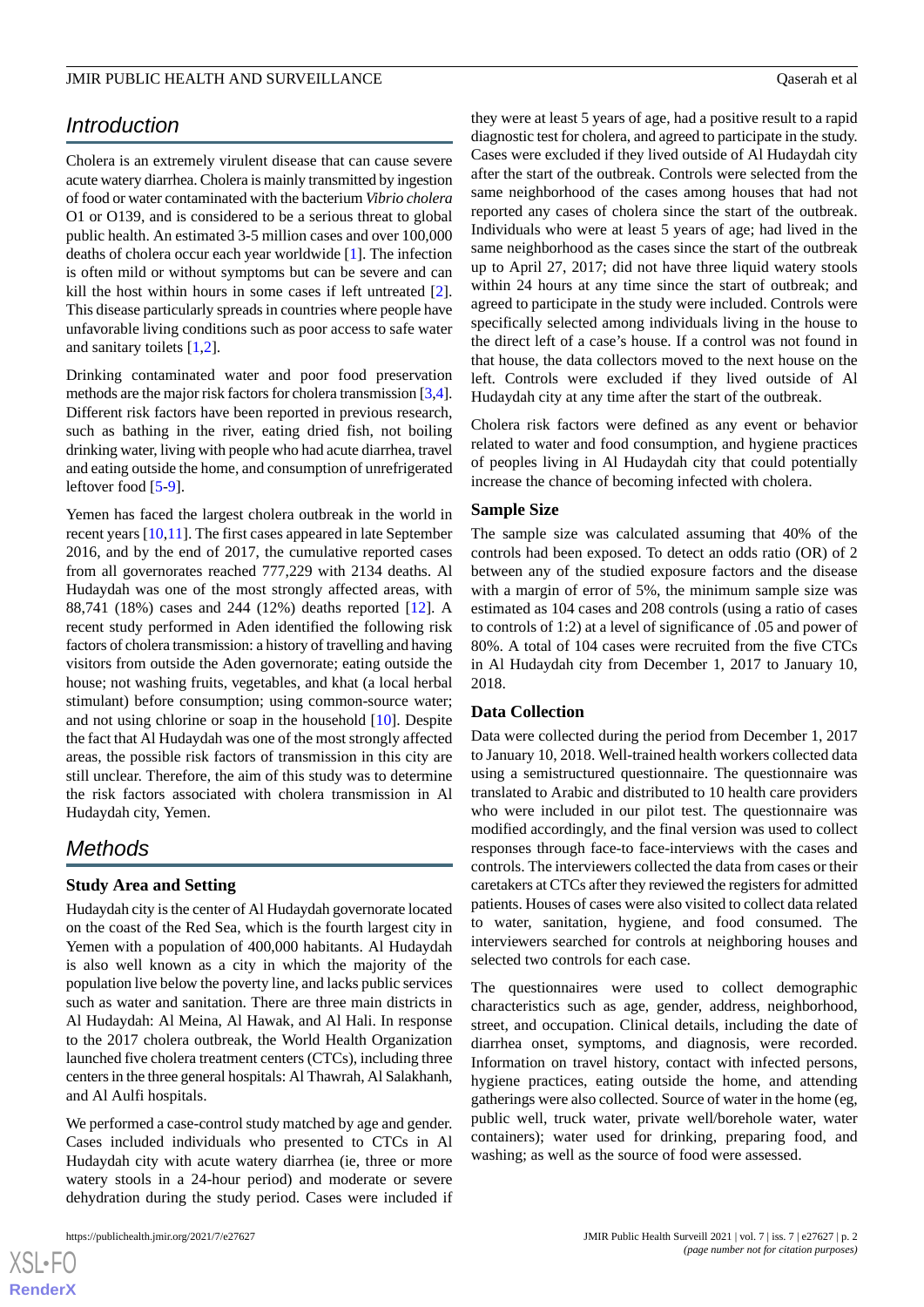## Introduction

Cholera is an extremely virulent disease that can cause severe acute watery diarrhea. Cholera is mainly transmitted by ingestion of food or water contaminated with the bacterium *Vibrio cholera* O1 or O139, and is considered to be a serious threat to global public health. An estimated 3-5 million cases and over 100,000 deaths of cholera occur each year worldwide [1]. The infection is often mild or without symptoms but can be severe and can kill the host within hours in some cases if left untreated [2]. This disease particularly spreads in countries where people have unfavorable living conditions such as poor access to safe water and sanitary toilets [1,2].

Drinking contaminated water and poor food preservation methods are the major risk factors for cholera transmission [3,4]. Different risk factors have been reported in previous research, such as bathing in the river, eating dried fish, not boiling drinking water, living with people who had acute diarrhea, travel and eating outside the home, and consumption of unrefrigerated leftover food [5-9].

Yemen has faced the largest cholera outbreak in the world in recent years [10,11]. The first cases appeared in late September 2016, and by the end of 2017, the cumulative reported cases from all governorates reached 777,229 with 2134 deaths. Al Hudaydah was one of the most strongly affected areas, with 88,741 (18%) cases and 244 (12%) deaths reported [12]. A recent study performed in Aden identified the following risk factors of cholera transmission: a history of travelling and having visitors from outside the Aden governorate; eating outside the house; not washing fruits, vegetables, and khat (a local herbal stimulant) before consumption; using common-source water; and not using chlorine or soap in the household [10]. Despite the fact that Al Hudaydah was one of the most strongly affected areas, the possible risk factors of transmission in this city are still unclear. Therefore, the aim of this study was to determine the risk factors associated with cholera transmission in Al Hudaydah city, Yemen.

## Methods

### Study Area and Setting

Hudaydah city is the center of Al Hudaydah governorate located on the coast of the Red Sea, which is the fourth largest city in Yemen with a population of 400,000 habitants. Al Hudaydah is also well known as a city in which the majority of the population live below the poverty line, and lacks public services such as water and sanitation. There are three main districts in Al Hudaydah: Al Meina, Al Hawak, and Al Hali. In response to the 2017 cholera outbreak, the World Health Organization launched five cholera treatment centers (CTCs), including three centers in the three general hospitals: Al Thawrah, Al Salakhanh, and Al Aulfi hospitals.

We performed a case-control study matched by age and gender. Cases included individuals who presented to CTCs in Al Hudaydah city with acute watery diarrhea (ie, three or more watery stools in a 24-hour period) and moderate or severe dehydration during the study period. Cases were included if they were at least 5 years of age, had a positive result to a rapid diagnostic test for cholera, and agreed to participate in the study. Cases were excluded if they lived outside of Al Hudaydah city after the start of the outbreak. Controls were selected from the same neighborhood of the cases among houses that had not reported any cases of cholera since the start of the outbreak. Individuals who were at least 5 years of age; had lived in the same neighborhood as the cases since the start of the outbreak up to April 27, 2017; did not have three liquid watery stools within 24 hours at any time since the start of outbreak; and agreed to participate in the study were included. Controls were specifically selected among individuals living in the house to the direct left of a case's house. If a control was not found in that house, the data collectors moved to the next house on the left. Controls were excluded if they lived outside of Al Hudaydah city at any time after the start of the outbreak.

Cholera risk factors were defined as any event or behavior related to water and food consumption, and hygiene practices of peoples living in Al Hudaydah city that could potentially increase the chance of becoming infected with cholera.

### Sample Size

The sample size was calculated assuming that 40% of the controls had been exposed. To detect an odds ratio (OR) of 2 between any of the studied exposure factors and the disease with a margin of error of 5%, the minimum sample size was estimated as 104 cases and 208 controls (using a ratio of cases to controls of 1:2) at a level of significance of .05 and power of 80%. A total of 104 cases were recruited from the five CTCs in Al Hudaydah city from December 1, 2017 to January 10, 2018.

### Data Collection

Data were collected during the period from December 1, 2017 to January 10, 2018. Well-trained health workers collected data using a semistructured questionnaire. The questionnaire was translated to Arabic and distributed to 10 health care providers who were included in our pilot test. The questionnaire was modified accordingly, and the final version was used to collect responses through face-to face-interviews with the cases and controls. The interviewers collected the data from cases or their caretakers at CTCs after they reviewed the registers for admitted patients. Houses of cases were also visited to collect data related to water, sanitation, hygiene, and food consumed. The interviewers searched for controls at neighboring houses and selected two controls for each case.

The questionnaires were used to collect demographic characteristics such as age, gender, address, neighborhood, street, and occupation. Clinical details, including the date of diarrhea onset, symptoms, and diagnosis, were recorded. Information on travel history, contact with infected persons, hygiene practices, eating outside the home, and attending gatherings were also collected. Source of water in the home (eg, public well, truck water, private well/borehole water, water containers); water used for drinking, preparing food, and washing; as well as the source of food were assessed.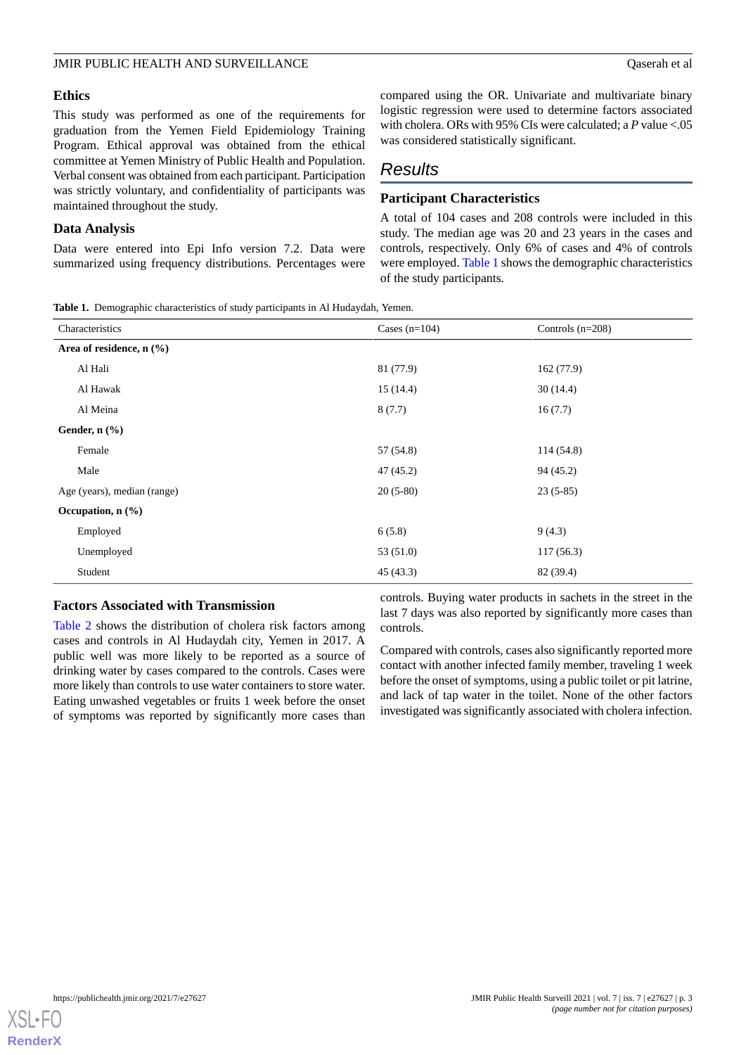## Ethics

This study was performed as one of the requirements for graduation from the Yemen Field Epidemiology Training Program. Ethical approval was obtained from the ethical committee at Yemen Ministry of Public Health and Population. Verbal consent was obtained from each participant. Participation was strictly voluntary, and confidentiality of participants was maintained throughout the study.

## Data Analysis

Data were entered into Epi Info version 7.2. Data were summarized using frequency distributions. Percentages were compared using the OR. Univariate and multivariate binary logistic regression were used to determine factors associated with cholera. ORs with 95% CIs were calculated; a *P* value <.05 was considered statistically significant.

# Results

## Participant Characteristics

A total of 104 cases and 208 controls were included in this study. The median age was 20 and 23 years in the cases and controls, respectively. Only 6% of cases and 4% of controls were employed. Table 1 shows the demographic characteristics of the study participants.

**Table 1.** Demographic characteristics of study participants in Al Hudaydah, Yemen.

| Characteristics | Cases (n=104) | Controls (n=208) |
|---|---|---|
| **Area of residence, n (%)** | | |
| Al Hali | 81 (77.9) | 162 (77.9) |
| Al Hawak | 15 (14.4) | 30 (14.4) |
| Al Meina | 8 (7.7) | 16 (7.7) |
| **Gender, n (%)** | | |
| Female | 57 (54.8) | 114 (54.8) |
| Male | 47 (45.2) | 94 (45.2) |
| Age (years), median (range) | 20 (5-80) | 23 (5-85) |
| **Occupation, n (%)** | | |
| Employed | 6 (5.8) | 9 (4.3) |
| Unemployed | 53 (51.0) | 117 (56.3) |
| Student | 45 (43.3) | 82 (39.4) |

## Factors Associated with Transmission

Table 2 shows the distribution of cholera risk factors among cases and controls in Al Hudaydah city, Yemen in 2017. A public well was more likely to be reported as a source of drinking water by cases compared to the controls. Cases were more likely than controls to use water containers to store water. Eating unwashed vegetables or fruits 1 week before the onset of symptoms was reported by significantly more cases than controls. Buying water products in sachets in the street in the last 7 days was also reported by significantly more cases than controls.

Compared with controls, cases also significantly reported more contact with another infected family member, traveling 1 week before the onset of symptoms, using a public toilet or pit latrine, and lack of tap water in the toilet. None of the other factors investigated was significantly associated with cholera infection.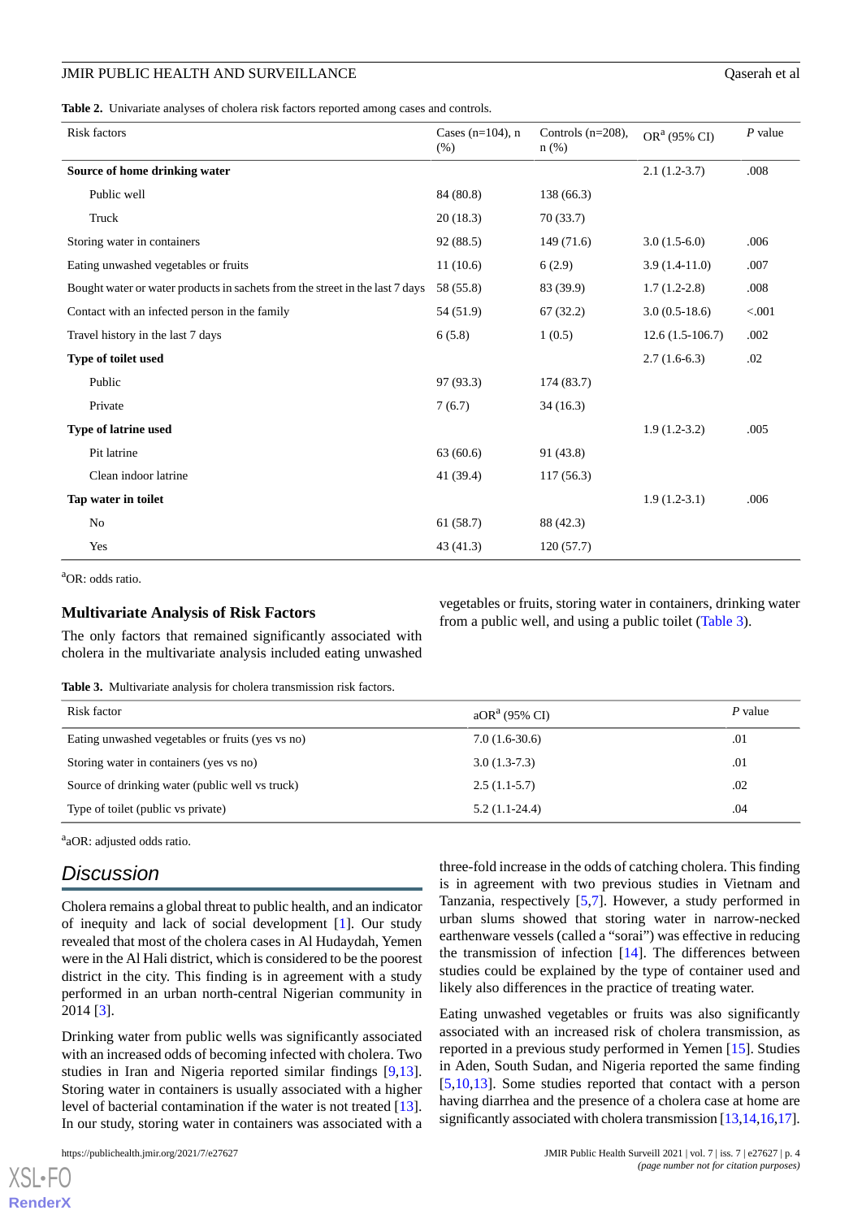**Table 2.** Univariate analyses of cholera risk factors reported among cases and controls.

| Risk factors | Cases (n=104), n (%) | Controls (n=208), n (%) | OR[a] (95% CI) | *P* value |
|---|---|---|---|---|
| **Source of home drinking water** | | | 2.1 (1.2-3.7) | .008 |
| Public well | 84 (80.8) | 138 (66.3) | | |
| Truck | 20 (18.3) | 70 (33.7) | | |
| Storing water in containers | 92 (88.5) | 149 (71.6) | 3.0 (1.5-6.0) | .006 |
| Eating unwashed vegetables or fruits | 11 (10.6) | 6 (2.9) | 3.9 (1.4-11.0) | .007 |
| Bought water or water products in sachets from the street in the last 7 days | 58 (55.8) | 83 (39.9) | 1.7 (1.2-2.8) | .008 |
| Contact with an infected person in the family | 54 (51.9) | 67 (32.2) | 3.0 (0.5-18.6) | <.001 |
| Travel history in the last 7 days | 6 (5.8) | 1 (0.5) | 12.6 (1.5-106.7) | .002 |
| **Type of toilet used** | | | 2.7 (1.6-6.3) | .02 |
| Public | 97 (93.3) | 174 (83.7) | | |
| Private | 7 (6.7) | 34 (16.3) | | |
| **Type of latrine used** | | | 1.9 (1.2-3.2) | .005 |
| Pit latrine | 63 (60.6) | 91 (43.8) | | |
| Clean indoor latrine | 41 (39.4) | 117 (56.3) | | |
| **Tap water in toilet** | | | 1.9 (1.2-3.1) | .006 |
| No | 61 (58.7) | 88 (42.3) | | |
| Yes | 43 (41.3) | 120 (57.7) | | |

[a]OR: odds ratio.

### Multivariate Analysis of Risk Factors

The only factors that remained significantly associated with cholera in the multivariate analysis included eating unwashed vegetables or fruits, storing water in containers, drinking water from a public well, and using a public toilet (Table 3).

**Table 3.** Multivariate analysis for cholera transmission risk factors.

| Risk factor | aOR[a] (95% CI) | *P* value |
|---|---|---|
| Eating unwashed vegetables or fruits (yes vs no) | 7.0 (1.6-30.6) | .01 |
| Storing water in containers (yes vs no) | 3.0 (1.3-7.3) | .01 |
| Source of drinking water (public well vs truck) | 2.5 (1.1-5.7) | .02 |
| Type of toilet (public vs private) | 5.2 (1.1-24.4) | .04 |

[a]aOR: adjusted odds ratio.

## Discussion

Cholera remains a global threat to public health, and an indicator of inequity and lack of social development [1]. Our study revealed that most of the cholera cases in Al Hudaydah, Yemen were in the Al Hali district, which is considered to be the poorest district in the city. This finding is in agreement with a study performed in an urban north-central Nigerian community in 2014 [3].

Drinking water from public wells was significantly associated with an increased odds of becoming infected with cholera. Two studies in Iran and Nigeria reported similar findings [9,13]. Storing water in containers is usually associated with a higher level of bacterial contamination if the water is not treated [13]. In our study, storing water in containers was associated with a three-fold increase in the odds of catching cholera. This finding is in agreement with two previous studies in Vietnam and Tanzania, respectively [5,7]. However, a study performed in urban slums showed that storing water in narrow-necked earthenware vessels (called a "sorai") was effective in reducing the transmission of infection [14]. The differences between studies could be explained by the type of container used and likely also differences in the practice of treating water.

Eating unwashed vegetables or fruits was also significantly associated with an increased risk of cholera transmission, as reported in a previous study performed in Yemen [15]. Studies in Aden, South Sudan, and Nigeria reported the same finding [5,10,13]. Some studies reported that contact with a person having diarrhea and the presence of a cholera case at home are significantly associated with cholera transmission [13,14,16,17].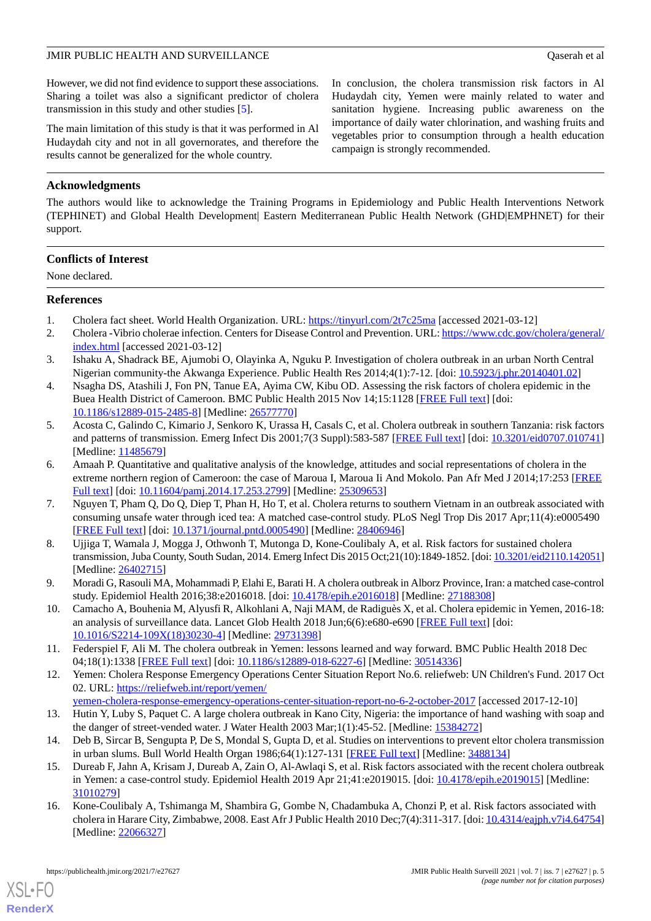However, we did not find evidence to support these associations. Sharing a toilet was also a significant predictor of cholera transmission in this study and other studies [5].

The main limitation of this study is that it was performed in Al Hudaydah city and not in all governorates, and therefore the results cannot be generalized for the whole country.

In conclusion, the cholera transmission risk factors in Al Hudaydah city, Yemen were mainly related to water and sanitation hygiene. Increasing public awareness on the importance of daily water chlorination, and washing fruits and vegetables prior to consumption through a health education campaign is strongly recommended.

## Acknowledgments

The authors would like to acknowledge the Training Programs in Epidemiology and Public Health Interventions Network (TEPHINET) and Global Health Development| Eastern Mediterranean Public Health Network (GHD|EMPHNET) for their support.

## Conflicts of Interest

None declared.

## References

1. Cholera fact sheet. World Health Organization. URL: https://tinyurl.com/2t7c25ma [accessed 2021-03-12]
2. Cholera -Vibrio cholerae infection. Centers for Disease Control and Prevention. URL: https://www.cdc.gov/cholera/general/index.html [accessed 2021-03-12]
3. Ishaku A, Shadrack BE, Ajumobi O, Olayinka A, Nguku P. Investigation of cholera outbreak in an urban North Central Nigerian community-the Akwanga Experience. Public Health Res 2014;4(1):7-12. [doi: 10.5923/j.phr.20140401.02]
4. Nsagha DS, Atashili J, Fon PN, Tanue EA, Ayima CW, Kibu OD. Assessing the risk factors of cholera epidemic in the Buea Health District of Cameroon. BMC Public Health 2015 Nov 14;15:1128 [FREE Full text] [doi: 10.1186/s12889-015-2485-8] [Medline: 26577770]
5. Acosta C, Galindo C, Kimario J, Senkoro K, Urassa H, Casals C, et al. Cholera outbreak in southern Tanzania: risk factors and patterns of transmission. Emerg Infect Dis 2001;7(3 Suppl):583-587 [FREE Full text] [doi: 10.3201/eid0707.010741] [Medline: 11485679]
6. Amaah P. Quantitative and qualitative analysis of the knowledge, attitudes and social representations of cholera in the extreme northern region of Cameroon: the case of Maroua I, Maroua Ii And Mokolo. Pan Afr Med J 2014;17:253 [FREE Full text] [doi: 10.11604/pamj.2014.17.253.2799] [Medline: 25309653]
7. Nguyen T, Pham Q, Do Q, Diep T, Phan H, Ho T, et al. Cholera returns to southern Vietnam in an outbreak associated with consuming unsafe water through iced tea: A matched case-control study. PLoS Negl Trop Dis 2017 Apr;11(4):e0005490 [FREE Full text] [doi: 10.1371/journal.pntd.0005490] [Medline: 28406946]
8. Ujjiga T, Wamala J, Mogga J, Othwonh T, Mutonga D, Kone-Coulibaly A, et al. Risk factors for sustained cholera transmission, Juba County, South Sudan, 2014. Emerg Infect Dis 2015 Oct;21(10):1849-1852. [doi: 10.3201/eid2110.142051] [Medline: 26402715]
9. Moradi G, Rasouli MA, Mohammadi P, Elahi E, Barati H. A cholera outbreak in Alborz Province, Iran: a matched case-control study. Epidemiol Health 2016;38:e2016018. [doi: 10.4178/epih.e2016018] [Medline: 27188308]
10. Camacho A, Bouhenia M, Alyusfi R, Alkohlani A, Naji MAM, de Radiguès X, et al. Cholera epidemic in Yemen, 2016-18: an analysis of surveillance data. Lancet Glob Health 2018 Jun;6(6):e680-e690 [FREE Full text] [doi: 10.1016/S2214-109X(18)30230-4] [Medline: 29731398]
11. Federspiel F, Ali M. The cholera outbreak in Yemen: lessons learned and way forward. BMC Public Health 2018 Dec 04;18(1):1338 [FREE Full text] [doi: 10.1186/s12889-018-6227-6] [Medline: 30514336]
12. Yemen: Cholera Response Emergency Operations Center Situation Report No.6. reliefweb: UN Children's Fund. 2017 Oct 02. URL: https://reliefweb.int/report/yemen/yemen-cholera-response-emergency-operations-center-situation-report-no-6-2-october-2017 [accessed 2017-12-10]
13. Hutin Y, Luby S, Paquet C. A large cholera outbreak in Kano City, Nigeria: the importance of hand washing with soap and the danger of street-vended water. J Water Health 2003 Mar;1(1):45-52. [Medline: 15384272]
14. Deb B, Sircar B, Sengupta P, De S, Mondal S, Gupta D, et al. Studies on interventions to prevent eltor cholera transmission in urban slums. Bull World Health Organ 1986;64(1):127-131 [FREE Full text] [Medline: 3488134]
15. Dureab F, Jahn A, Krisam J, Dureab A, Zain O, Al-Awlaqi S, et al. Risk factors associated with the recent cholera outbreak in Yemen: a case-control study. Epidemiol Health 2019 Apr 21;41:e2019015. [doi: 10.4178/epih.e2019015] [Medline: 31010279]
16. Kone-Coulibaly A, Tshimanga M, Shambira G, Gombe N, Chadambuka A, Chonzi P, et al. Risk factors associated with cholera in Harare City, Zimbabwe, 2008. East Afr J Public Health 2010 Dec;7(4):311-317. [doi: 10.4314/eajph.v7i4.64754] [Medline: 22066327]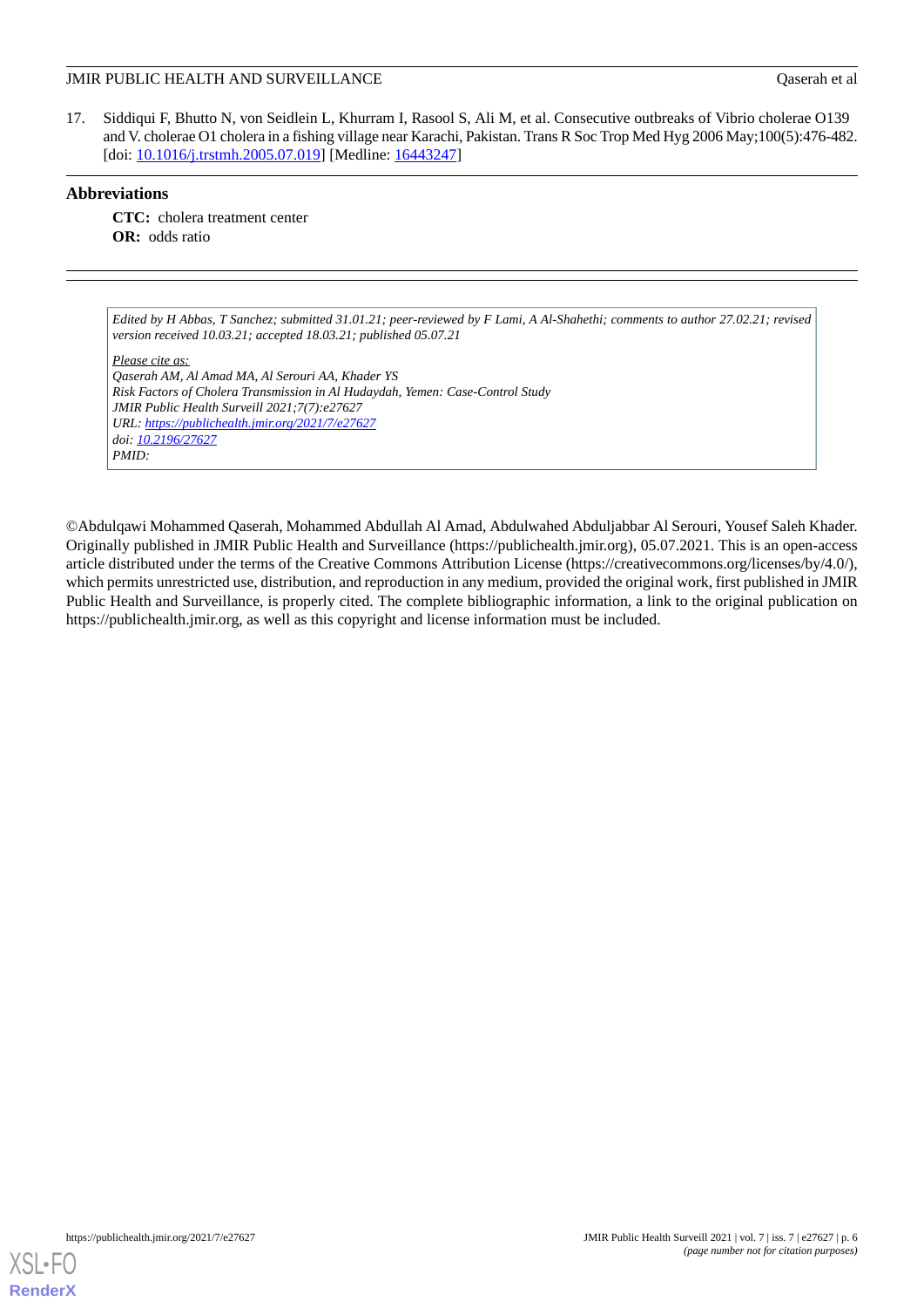17. Siddiqui F, Bhutto N, von Seidlein L, Khurram I, Rasool S, Ali M, et al. Consecutive outbreaks of Vibrio cholerae O139 and V. cholerae O1 cholera in a fishing village near Karachi, Pakistan. Trans R Soc Trop Med Hyg 2006 May;100(5):476-482. [doi: 10.1016/j.trstmh.2005.07.019] [Medline: 16443247]

## Abbreviations

**CTC:** cholera treatment center
**OR:** odds ratio

---

*Edited by H Abbas, T Sanchez; submitted 31.01.21; peer-reviewed by F Lami, A Al-Shahethi; comments to author 27.02.21; revised version received 10.03.21; accepted 18.03.21; published 05.07.21*

*Please cite as:*
*Qaserah AM, Al Amad MA, Al Serouri AA, Khader YS*
*Risk Factors of Cholera Transmission in Al Hudaydah, Yemen: Case-Control Study*
*JMIR Public Health Surveill 2021;7(7):e27627*
*URL: https://publichealth.jmir.org/2021/7/e27627*
*doi: 10.2196/27627*
*PMID:*

©Abdulqawi Mohammed Qaserah, Mohammed Abdullah Al Amad, Abdulwahed Abduljabbar Al Serouri, Yousef Saleh Khader. Originally published in JMIR Public Health and Surveillance (https://publichealth.jmir.org), 05.07.2021. This is an open-access article distributed under the terms of the Creative Commons Attribution License (https://creativecommons.org/licenses/by/4.0/), which permits unrestricted use, distribution, and reproduction in any medium, provided the original work, first published in JMIR Public Health and Surveillance, is properly cited. The complete bibliographic information, a link to the original publication on https://publichealth.jmir.org, as well as this copyright and license information must be included.